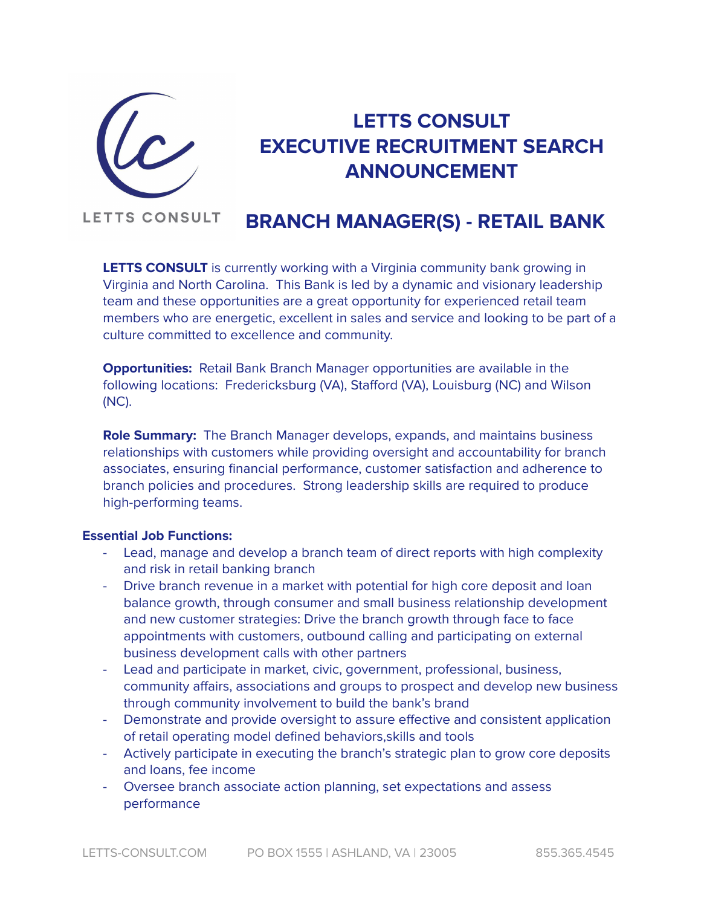# LETTS CONSULT EXECUTIVE RECRUITMENT SEARCH ANNOUNCEMENT

LETTS CONSULT

## BRANCH MANAGER(S) - RETAIL BANK

**LETTS CONSULT** is currently working with a Virginia community bank growing in Virginia and North Carolina. This Bank is led by a dynamic and visionary leadership team and these opportunities are a great opportunity for experienced retail team members who are energetic, excellent in sales and service and looking to be part of a culture committed to excellence and community.

**Opportunities:** Retail Bank Branch Manager opportunities are available in the following locations: Fredericksburg (VA), Stafford (VA), Louisburg (NC) and Wilson (NC).

**Role Summary:** The Branch Manager develops, expands, and maintains business relationships with customers while providing oversight and accountability for branch associates, ensuring financial performance, customer satisfaction and adherence to branch policies and procedures. Strong leadership skills are required to produce high-performing teams.

**Essential Job Functions:**

- Lead, manage and develop a branch team of direct reports with high complexity and risk in retail banking branch
- Drive branch revenue in a market with potential for high core deposit and loan balance growth, through consumer and small business relationship development and new customer strategies: Drive the branch growth through face to face appointments with customers, outbound calling and participating on external business development calls with other partners
- Lead and participate in market, civic, government, professional, business, community affairs, associations and groups to prospect and develop new business through community involvement to build the bank's brand
- Demonstrate and provide oversight to assure effective and consistent application of retail operating model defined behaviors,skills and tools
- Actively participate in executing the branch's strategic plan to grow core deposits and loans, fee income
- Oversee branch associate action planning, set expectations and assess performance

LETTS-CONSULT.COM PO BOX 1555 | ASHLAND, VA | 23005 855.365.4545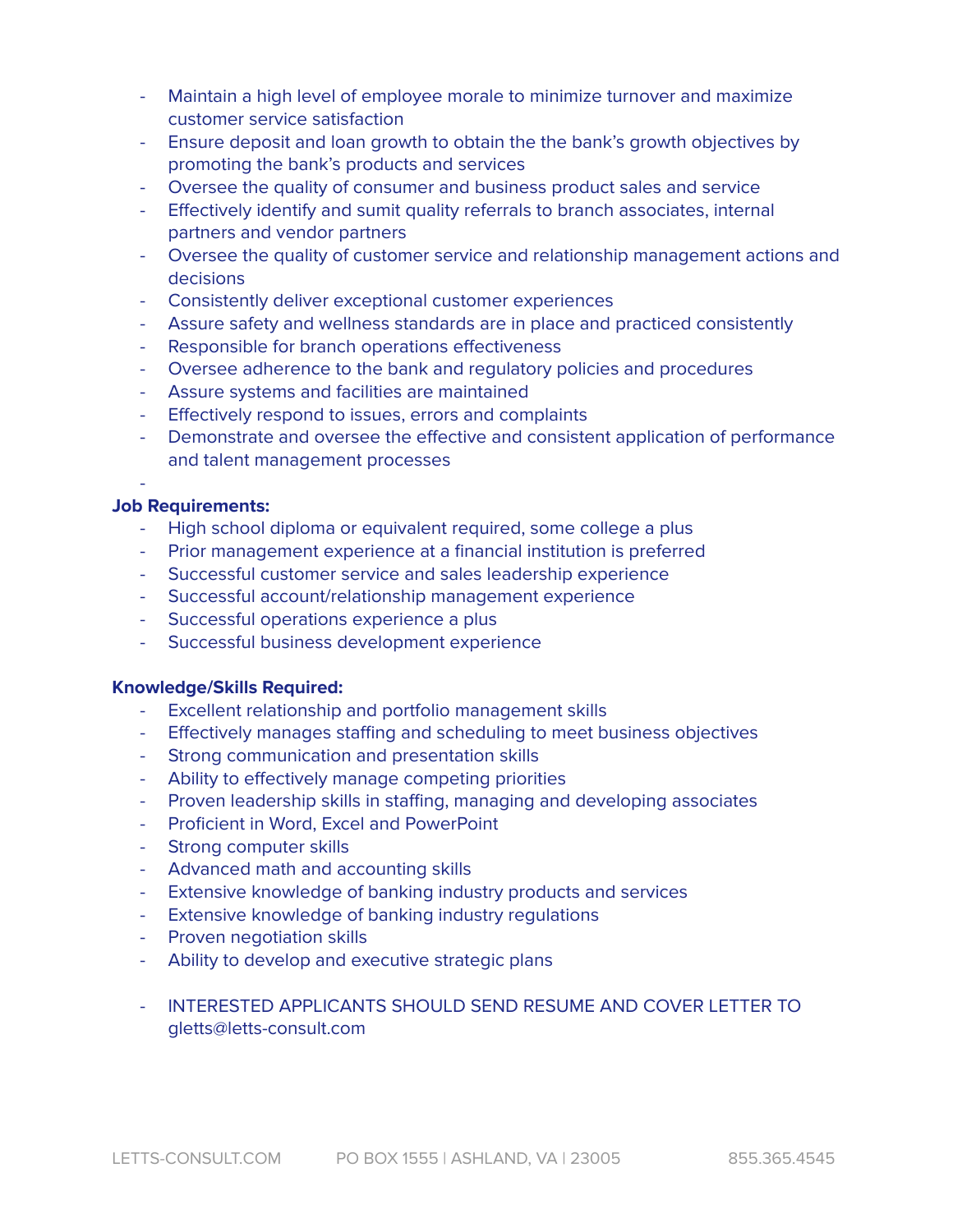- Maintain a high level of employee morale to minimize turnover and maximize customer service satisfaction
- Ensure deposit and loan growth to obtain the the bank's growth objectives by promoting the bank's products and services
- Oversee the quality of consumer and business product sales and service
- Effectively identify and sumit quality referrals to branch associates, internal partners and vendor partners
- Oversee the quality of customer service and relationship management actions and decisions
- Consistently deliver exceptional customer experiences
- Assure safety and wellness standards are in place and practiced consistently
- Responsible for branch operations effectiveness
- Oversee adherence to the bank and regulatory policies and procedures
- Assure systems and facilities are maintained
- Effectively respond to issues, errors and complaints
- Demonstrate and oversee the effective and consistent application of performance and talent management processes
-

**Job Requirements:**

- High school diploma or equivalent required, some college a plus
- Prior management experience at a financial institution is preferred
- Successful customer service and sales leadership experience
- Successful account/relationship management experience
- Successful operations experience a plus
- Successful business development experience

**Knowledge/Skills Required:**

- Excellent relationship and portfolio management skills
- Effectively manages staffing and scheduling to meet business objectives
- Strong communication and presentation skills
- Ability to effectively manage competing priorities
- Proven leadership skills in staffing, managing and developing associates
- Proficient in Word, Excel and PowerPoint
- Strong computer skills
- Advanced math and accounting skills
- Extensive knowledge of banking industry products and services
- Extensive knowledge of banking industry regulations
- Proven negotiation skills
- Ability to develop and executive strategic plans

- INTERESTED APPLICANTS SHOULD SEND RESUME AND COVER LETTER TO gletts@letts-consult.com

LETTS-CONSULT.COM PO BOX 1555 | ASHLAND, VA | 23005 855.365.4545